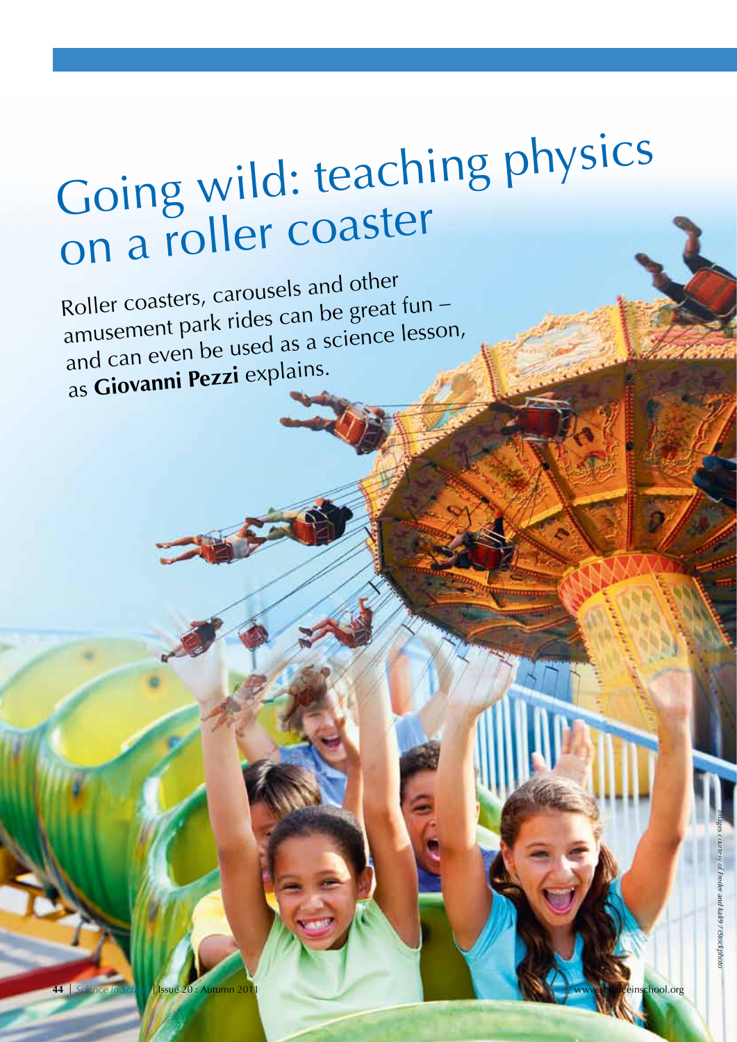# Going wild: teaching physics on a roller coaster

Roller coasters, carousels and other amusement park rides can be great fun – and can even be used as a science lesson, as **Giovanni Pezzi** explains.

*Images courtesy of fredex and kalij / iStockphoto*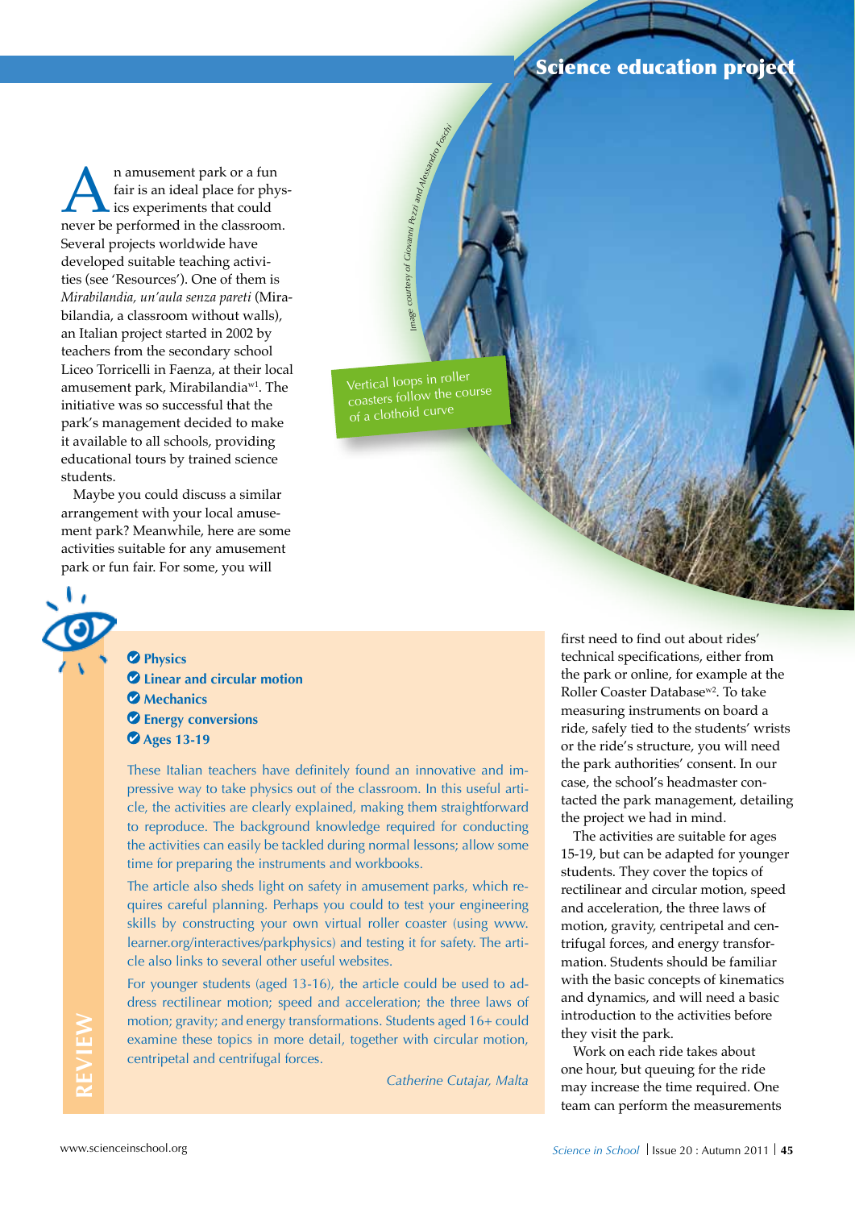An amusement park or a fun fair is an ideal place for physics experiments that could never be performed in the classroom. Several projects worldwide have developed suitable teaching activities (see 'Resources'). One of them is *Mirabilandia, un'aula senza pareti* (Mirabilandia, a classroom without walls), an Italian project started in 2002 by teachers from the secondary school Liceo Torricelli in Faenza, at their local amusement park, Mirabilandia[w1]. The initiative was so successful that the park's management decided to make it available to all schools, providing educational tours by trained science students.

Maybe you could discuss a similar arrangement with your local amusement park? Meanwhile, here are some activities suitable for any amusement park or fun fair. For some, you will first need to find out about rides' technical specifications, either from the park or online, for example at the Roller Coaster Database[w2]. To take measuring instruments on board a ride, safely tied to the students' wrists or the ride's structure, you will need the park authorities' consent. In our case, the school's headmaster contacted the park management, detailing the project we had in mind.

The activities are suitable for ages 15-19, but can be adapted for younger students. They cover the topics of rectilinear and circular motion, speed and acceleration, the three laws of motion, gravity, centripetal and centrifugal forces, and energy transformation. Students should be familiar with the basic concepts of kinematics and dynamics, and will need a basic introduction to the activities before they visit the park.

Work on each ride takes about one hour, but queuing for the ride may increase the time required. One team can perform the measurements

Vertical loops in roller coasters follow the course of a clothoid curve

Image courtesy of Giovanni Pezzi and Alessandro Foschi

**REVIEW**

- **Physics**
- **Linear and circular motion**
- **Mechanics**
- **Energy conversions**
- **Ages 13-19**

These Italian teachers have definitely found an innovative and impressive way to take physics out of the classroom. In this useful article, the activities are clearly explained, making them straightforward to reproduce. The background knowledge required for conducting the activities can easily be tackled during normal lessons; allow some time for preparing the instruments and workbooks.

The article also sheds light on safety in amusement parks, which requires careful planning. Perhaps you could to test your engineering skills by constructing your own virtual roller coaster (using www.learner.org/interactives/parkphysics) and testing it for safety. The article also links to several other useful websites.

For younger students (aged 13-16), the article could be used to address rectilinear motion; speed and acceleration; the three laws of motion; gravity; and energy transformations. Students aged 16+ could examine these topics in more detail, together with circular motion, centripetal and centrifugal forces.

*Catherine Cutajar, Malta*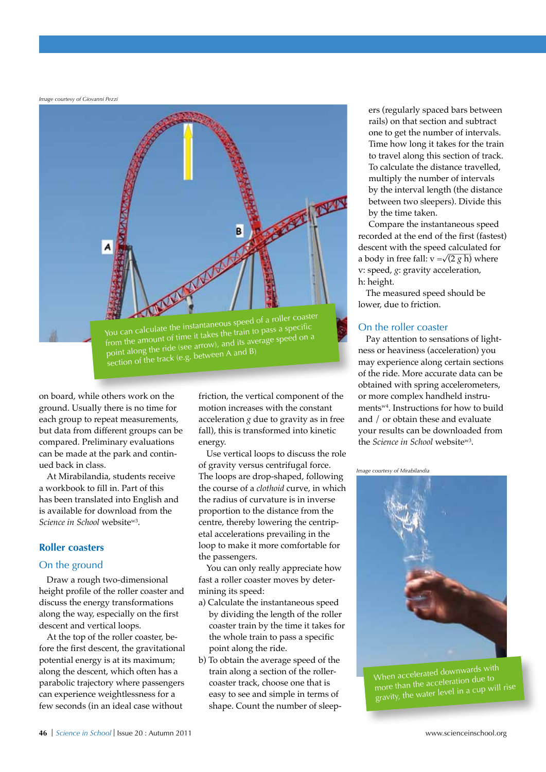Image courtesy of Giovanni Pezzi

You can calculate the instantaneous speed of a roller coaster from the amount of time it takes the train to pass a specific point along the ride (see arrow), and its average speed on a section of the track (e.g. between A and B)

on board, while others work on the ground. Usually there is no time for each group to repeat measurements, but data from different groups can be compared. Preliminary evaluations can be made at the park and continued back in class.

At Mirabilandia, students receive a workbook to fill in. Part of this has been translated into English and is available for download from the *Science in School* website[w3].

## Roller coasters

### On the ground

Draw a rough two-dimensional height profile of the roller coaster and discuss the energy transformations along the way, especially on the first descent and vertical loops.

At the top of the roller coaster, before the first descent, the gravitational potential energy is at its maximum; along the descent, which often has a parabolic trajectory where passengers can experience weightlessness for a few seconds (in an ideal case without friction, the vertical component of the motion increases with the constant acceleration $g$ due to gravity as in free fall), this is transformed into kinetic energy.

Use vertical loops to discuss the role of gravity versus centrifugal force. The loops are drop-shaped, following the course of a *clothoid* curve, in which the radius of curvature is in inverse proportion to the distance from the centre, thereby lowering the centripetal accelerations prevailing in the loop to make it more comfortable for the passengers.

You can only really appreciate how fast a roller coaster moves by determining its speed:

a) Calculate the instantaneous speed by dividing the length of the roller coaster train by the time it takes for the whole train to pass a specific point along the ride.

b) To obtain the average speed of the train along a section of the roller-coaster track, choose one that is easy to see and simple in terms of shape. Count the number of sleepers (regularly spaced bars between rails) on that section and subtract one to get the number of intervals. Time how long it takes for the train to travel along this section of track. To calculate the distance travelled, multiply the number of intervals by the interval length (the distance between two sleepers). Divide this by the time taken.

Compare the instantaneous speed recorded at the end of the first (fastest) descent with the speed calculated for a body in free fall: $v = \sqrt{2gh}$ where v: speed, $g$: gravity acceleration, h: height.

The measured speed should be lower, due to friction.

### On the roller coaster

Pay attention to sensations of lightness or heaviness (acceleration) you may experience along certain sections of the ride. More accurate data can be obtained with spring accelerometers, or more complex handheld instruments[w4]. Instructions for how to build and / or obtain these and evaluate your results can be downloaded from the *Science in School* website[w3].

Image courtesy of Mirabilandia

When accelerated downwards with more than the acceleration due to gravity, the water level in a cup will rise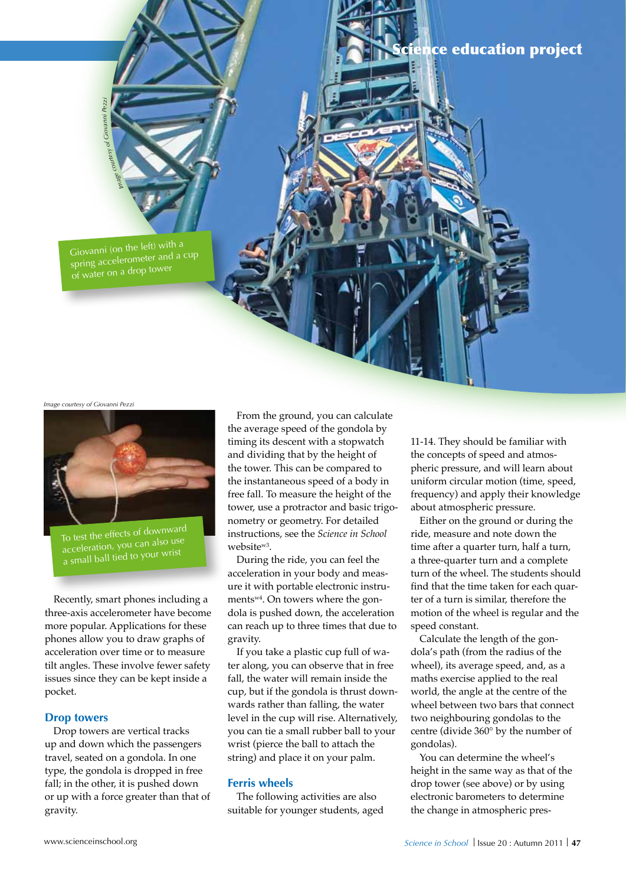Giovanni (on the left) with a spring accelerometer and a cup of water on a drop tower

Image courtesy of Giovanni Pezzi

To test the effects of downward acceleration, you can also use a small ball tied to your wrist

Recently, smart phones including a three-axis accelerometer have become more popular. Applications for these phones allow you to draw graphs of acceleration over time or to measure tilt angles. These involve fewer safety issues since they can be kept inside a pocket.

## Drop towers

Drop towers are vertical tracks up and down which the passengers travel, seated on a gondola. In one type, the gondola is dropped in free fall; in the other, it is pushed down or up with a force greater than that of gravity.

From the ground, you can calculate the average speed of the gondola by timing its descent with a stopwatch and dividing that by the height of the tower. This can be compared to the instantaneous speed of a body in free fall. To measure the height of the tower, use a protractor and basic trigonometry or geometry. For detailed instructions, see the *Science in School* website[w3].

During the ride, you can feel the acceleration in your body and measure it with portable electronic instruments[w4]. On towers where the gondola is pushed down, the acceleration can reach up to three times that due to gravity.

If you take a plastic cup full of water along, you can observe that in free fall, the water will remain inside the cup, but if the gondola is thrust downwards rather than falling, the water level in the cup will rise. Alternatively, you can tie a small rubber ball to your wrist (pierce the ball to attach the string) and place it on your palm.

## Ferris wheels

The following activities are also suitable for younger students, aged 11-14. They should be familiar with the concepts of speed and atmospheric pressure, and will learn about uniform circular motion (time, speed, frequency) and apply their knowledge about atmospheric pressure.

Either on the ground or during the ride, measure and note down the time after a quarter turn, half a turn, a three-quarter turn and a complete turn of the wheel. The students should find that the time taken for each quarter of a turn is similar, therefore the motion of the wheel is regular and the speed constant.

Calculate the length of the gondola's path (from the radius of the wheel), its average speed, and, as a maths exercise applied to the real world, the angle at the centre of the wheel between two bars that connect two neighbouring gondolas to the centre (divide 360° by the number of gondolas).

You can determine the wheel's height in the same way as that of the drop tower (see above) or by using electronic barometers to determine the change in atmospheric pres-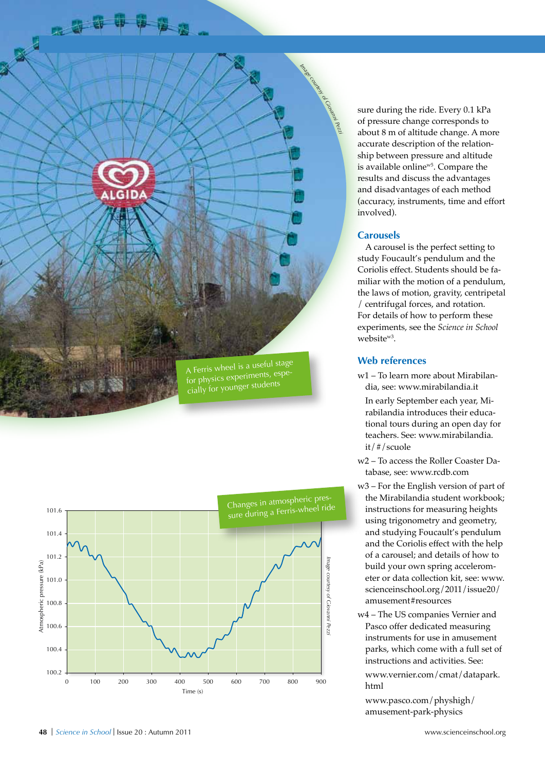A Ferris wheel is a useful stage for physics experiments, especially for younger students

Changes in atmospheric pressure during a Ferris-wheel ride

sure during the ride. Every 0.1 kPa of pressure change corresponds to about 8 m of altitude change. A more accurate description of the relationship between pressure and altitude is available online[w5]. Compare the results and discuss the advantages and disadvantages of each method (accuracy, instruments, time and effort involved).

## Carousels

A carousel is the perfect setting to study Foucault's pendulum and the Coriolis effect. Students should be familiar with the motion of a pendulum, the laws of motion, gravity, centripetal / centrifugal forces, and rotation. For details of how to perform these experiments, see the *Science in School* website[w3].

## Web references

w1 – To learn more about Mirabilandia, see: www.mirabilandia.it

In early September each year, Mirabilandia introduces their educational tours during an open day for teachers. See: www.mirabilandia.it/#/scuole

w2 – To access the Roller Coaster Database, see: www.rcdb.com

w3 – For the English version of part of the Mirabilandia student workbook; instructions for measuring heights using trigonometry and geometry, and studying Foucault's pendulum and the Coriolis effect with the help of a carousel; and details of how to build your own spring accelerometer or data collection kit, see: www.scienceinschool.org/2011/issue20/amusement#resources

w4 – The US companies Vernier and Pasco offer dedicated measuring instruments for use in amusement parks, which come with a full set of instructions and activities. See:

www.vernier.com/cmat/datapark.html

www.pasco.com/physhigh/amusement-park-physics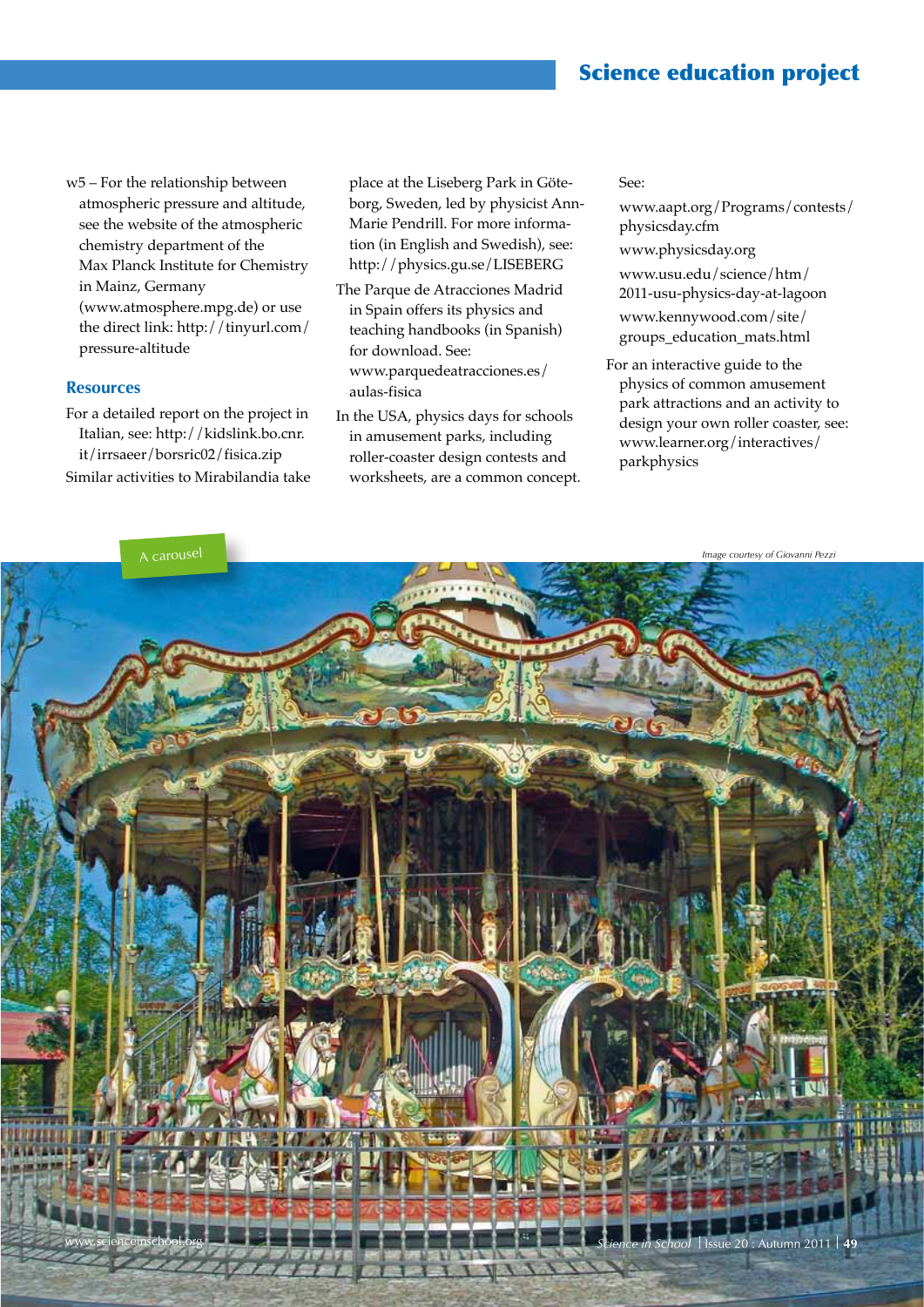w5 – For the relationship between atmospheric pressure and altitude, see the website of the atmospheric chemistry department of the Max Planck Institute for Chemistry in Mainz, Germany (www.atmosphere.mpg.de) or use the direct link: http://tinyurl.com/pressure-altitude

### Resources

For a detailed report on the project in Italian, see: http://kidslink.bo.cnr.it/irrsaeer/borsric02/fisica.zip

Similar activities to Mirabilandia take place at the Liseberg Park in Göteborg, Sweden, led by physicist Ann-Marie Pendrill. For more information (in English and Swedish), see: http://physics.gu.se/LISEBERG

The Parque de Atracciones Madrid in Spain offers its physics and teaching handbooks (in Spanish) for download. See: www.parquedeatracciones.es/aulas-fisica

In the USA, physics days for schools in amusement parks, including roller-coaster design contests and worksheets, are a common concept. See:

www.aapt.org/Programs/contests/physicsday.cfm

www.physicsday.org

www.usu.edu/science/htm/2011-usu-physics-day-at-lagoon

www.kennywood.com/site/groups_education_mats.html

For an interactive guide to the physics of common amusement park attractions and an activity to design your own roller coaster, see: www.learner.org/interactives/parkphysics

A carousel

*Image courtesy of Giovanni Pezzi*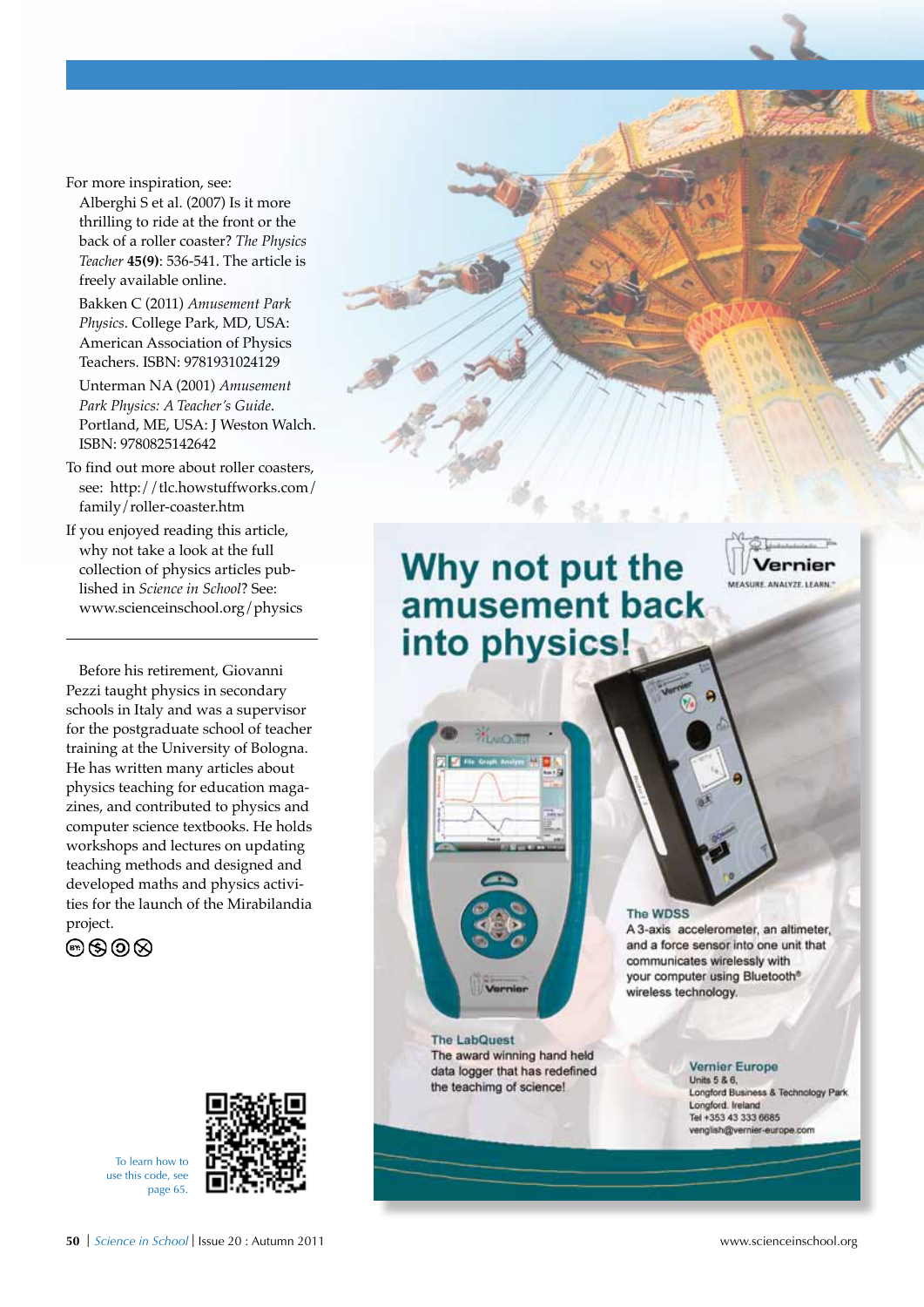For more inspiration, see:

Alberghi S et al. (2007) Is it more thrilling to ride at the front or the back of a roller coaster? *The Physics Teacher* **45(9)**: 536-541. The article is freely available online.

Bakken C (2011) *Amusement Park Physics*. College Park, MD, USA: American Association of Physics Teachers. ISBN: 9781931024129

Unterman NA (2001) *Amusement Park Physics: A Teacher's Guide*. Portland, ME, USA: J Weston Walch. ISBN: 9780825142642

To find out more about roller coasters, see: http://tlc.howstuffworks.com/family/roller-coaster.htm

If you enjoyed reading this article, why not take a look at the full collection of physics articles published in *Science in School*? See: www.scienceinschool.org/physics

---

Before his retirement, Giovanni Pezzi taught physics in secondary schools in Italy and was a supervisor for the postgraduate school of teacher training at the University of Bologna. He has written many articles about physics teaching for education magazines, and contributed to physics and computer science textbooks. He holds workshops and lectures on updating teaching methods and designed and developed maths and physics activities for the launch of the Mirabilandia project.

To learn how to use this code, see page 65.

# Why not put the amusement back into physics!

Vernier
MEASURE. ANALYZE. LEARN.™

**The WDSS**
A 3-axis accelerometer, an altimeter, and a force sensor into one unit that communicates wirelessly with your computer using Bluetooth® wireless technology.

**The LabQuest**
The award winning hand held data logger that has redefined the teachimg of science!

**Vernier Europe**
Units 5 & 6,
Longford Business & Technology Park
Longford, Ireland
Tel +353 43 333 6685
venglish@vernier-europe.com